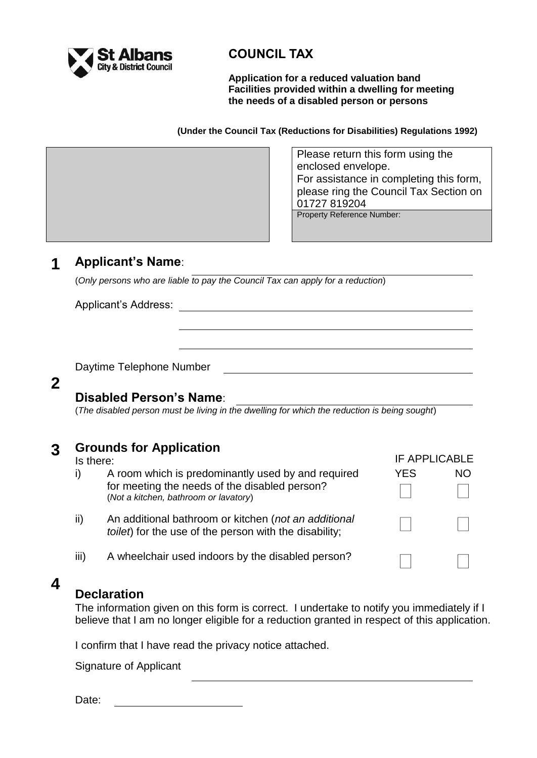St Albans City & District Council

# COUNCIL TAX

**Application for a reduced valuation band**
**Facilities provided within a dwelling for meeting the needs of a disabled person or persons**

**(Under the Council Tax (Reductions for Disabilities) Regulations 1992)**

Please return this form using the enclosed envelope.
For assistance in completing this form, please ring the Council Tax Section on 01727 819204

Property Reference Number:

## 1 Applicant's Name:

(*Only persons who are liable to pay the Council Tax can apply for a reduction*)

Applicant's Address:

Daytime Telephone Number

## 2 Disabled Person's Name:

(*The disabled person must be living in the dwelling for which the reduction is being sought*)

## 3 Grounds for Application

Is there:

| | | IF APPLICABLE YES | NO |
|---|---|---|---|
| i) | A room which is predominantly used by and required for meeting the needs of the disabled person? (*Not a kitchen, bathroom or lavatory*) | ☐ | ☐ |
| ii) | An additional bathroom or kitchen (*not an additional toilet*) for the use of the person with the disability; | ☐ | ☐ |
| iii) | A wheelchair used indoors by the disabled person? | ☐ | ☐ |

## 4 Declaration

The information given on this form is correct. I undertake to notify you immediately if I believe that I am no longer eligible for a reduction granted in respect of this application.

I confirm that I have read the privacy notice attached.

Signature of Applicant

Date: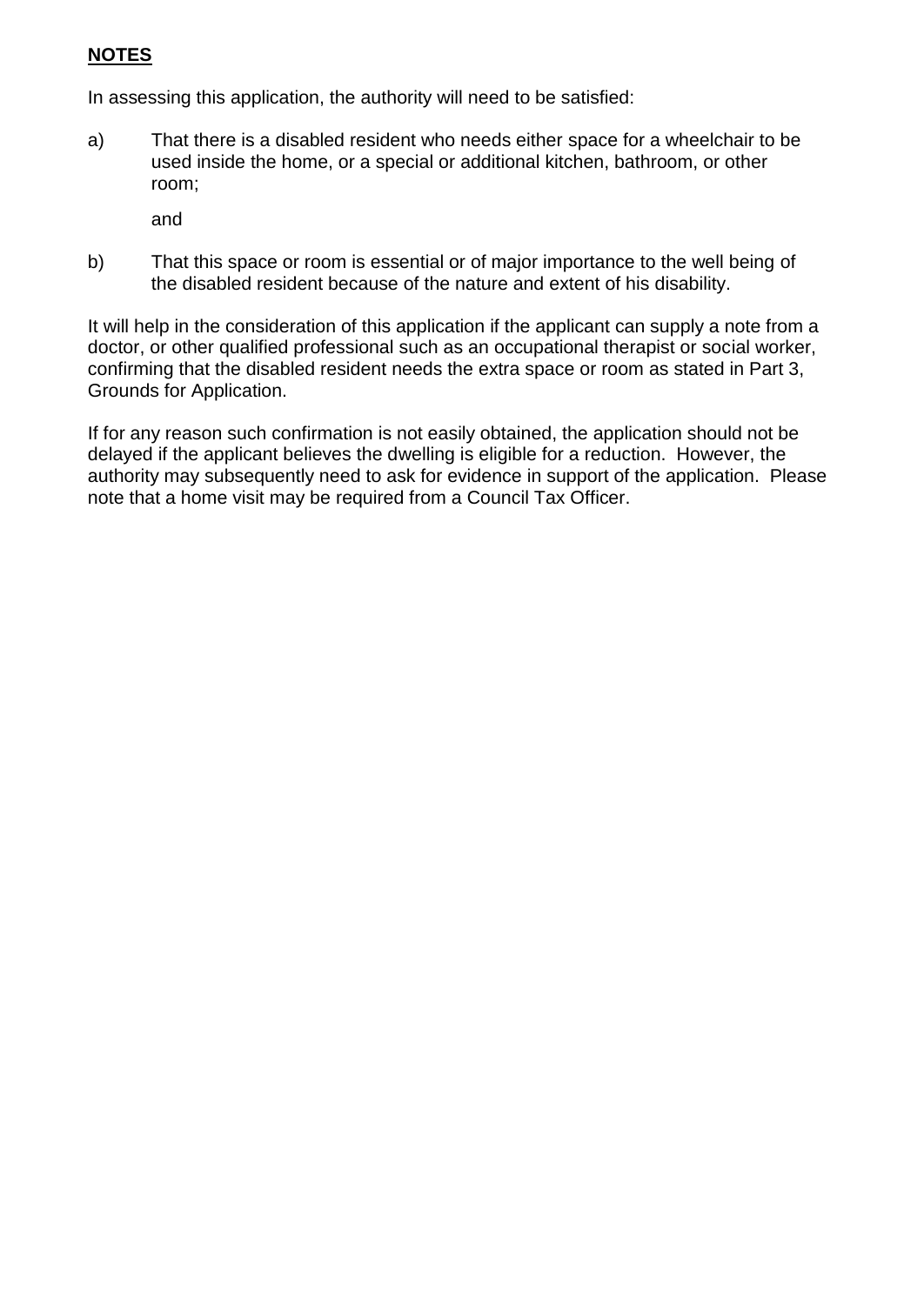**NOTES**

In assessing this application, the authority will need to be satisfied:

a) That there is a disabled resident who needs either space for a wheelchair to be used inside the home, or a special or additional kitchen, bathroom, or other room;

   and

b) That this space or room is essential or of major importance to the well being of the disabled resident because of the nature and extent of his disability.

It will help in the consideration of this application if the applicant can supply a note from a doctor, or other qualified professional such as an occupational therapist or social worker, confirming that the disabled resident needs the extra space or room as stated in Part 3, Grounds for Application.

If for any reason such confirmation is not easily obtained, the application should not be delayed if the applicant believes the dwelling is eligible for a reduction. However, the authority may subsequently need to ask for evidence in support of the application. Please note that a home visit may be required from a Council Tax Officer.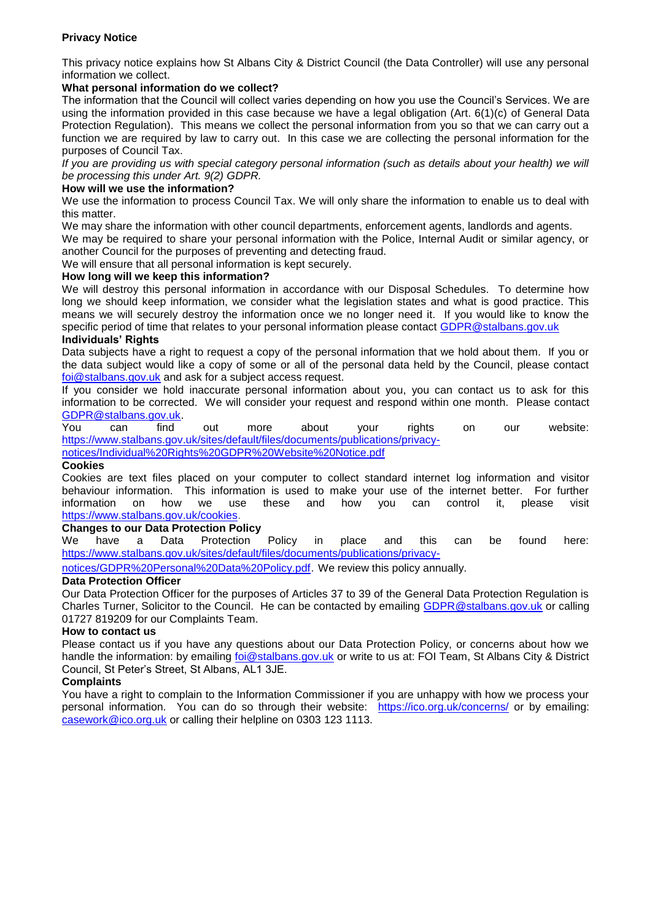## Privacy Notice

This privacy notice explains how St Albans City & District Council (the Data Controller) will use any personal information we collect.

### What personal information do we collect?

The information that the Council will collect varies depending on how you use the Council's Services. We are using the information provided in this case because we have a legal obligation (Art. 6(1)(c) of General Data Protection Regulation). This means we collect the personal information from you so that we can carry out a function we are required by law to carry out. In this case we are collecting the personal information for the purposes of Council Tax.

*If you are providing us with special category personal information (such as details about your health) we will be processing this under Art. 9(2) GDPR.*

### How will we use the information?

We use the information to process Council Tax. We will only share the information to enable us to deal with this matter.

We may share the information with other council departments, enforcement agents, landlords and agents.

We may be required to share your personal information with the Police, Internal Audit or similar agency, or another Council for the purposes of preventing and detecting fraud.

We will ensure that all personal information is kept securely.

### How long will we keep this information?

We will destroy this personal information in accordance with our Disposal Schedules. To determine how long we should keep information, we consider what the legislation states and what is good practice. This means we will securely destroy the information once we no longer need it. If you would like to know the specific period of time that relates to your personal information please contact [GDPR@stalbans.gov.uk](mailto:GDPR@stalbans.gov.uk)

### Individuals' Rights

Data subjects have a right to request a copy of the personal information that we hold about them. If you or the data subject would like a copy of some or all of the personal data held by the Council, please contact [foi@stalbans.gov.uk](mailto:foi@stalbans.gov.uk) and ask for a subject access request.

If you consider we hold inaccurate personal information about you, you can contact us to ask for this information to be corrected. We will consider your request and respond within one month. Please contact [GDPR@stalbans.gov.uk](mailto:GDPR@stalbans.gov.uk).

You can find out more about your rights on our website: [https://www.stalbans.gov.uk/sites/default/files/documents/publications/privacy-notices/Individual%20Rights%20GDPR%20Website%20Notice.pdf](https://www.stalbans.gov.uk/sites/default/files/documents/publications/privacy-notices/Individual%20Rights%20GDPR%20Website%20Notice.pdf)

### Cookies

Cookies are text files placed on your computer to collect standard internet log information and visitor behaviour information. This information is used to make your use of the internet better. For further information on how we use these and how you can control it, please visit [https://www.stalbans.gov.uk/cookies](https://www.stalbans.gov.uk/cookies).

### Changes to our Data Protection Policy

We have a Data Protection Policy in place and this can be found here: [https://www.stalbans.gov.uk/sites/default/files/documents/publications/privacy-notices/GDPR%20Personal%20Data%20Policy.pdf](https://www.stalbans.gov.uk/sites/default/files/documents/publications/privacy-notices/GDPR%20Personal%20Data%20Policy.pdf). We review this policy annually.

### Data Protection Officer

Our Data Protection Officer for the purposes of Articles 37 to 39 of the General Data Protection Regulation is Charles Turner, Solicitor to the Council. He can be contacted by emailing [GDPR@stalbans.gov.uk](mailto:GDPR@stalbans.gov.uk) or calling 01727 819209 for our Complaints Team.

### How to contact us

Please contact us if you have any questions about our Data Protection Policy, or concerns about how we handle the information: by emailing [foi@stalbans.gov.uk](mailto:foi@stalbans.gov.uk) or write to us at: FOI Team, St Albans City & District Council, St Peter's Street, St Albans, AL1 3JE.

### Complaints

You have a right to complain to the Information Commissioner if you are unhappy with how we process your personal information. You can do so through their website: [https://ico.org.uk/concerns/](https://ico.org.uk/concerns/) or by emailing: [casework@ico.org.uk](mailto:casework@ico.org.uk) or calling their helpline on 0303 123 1113.